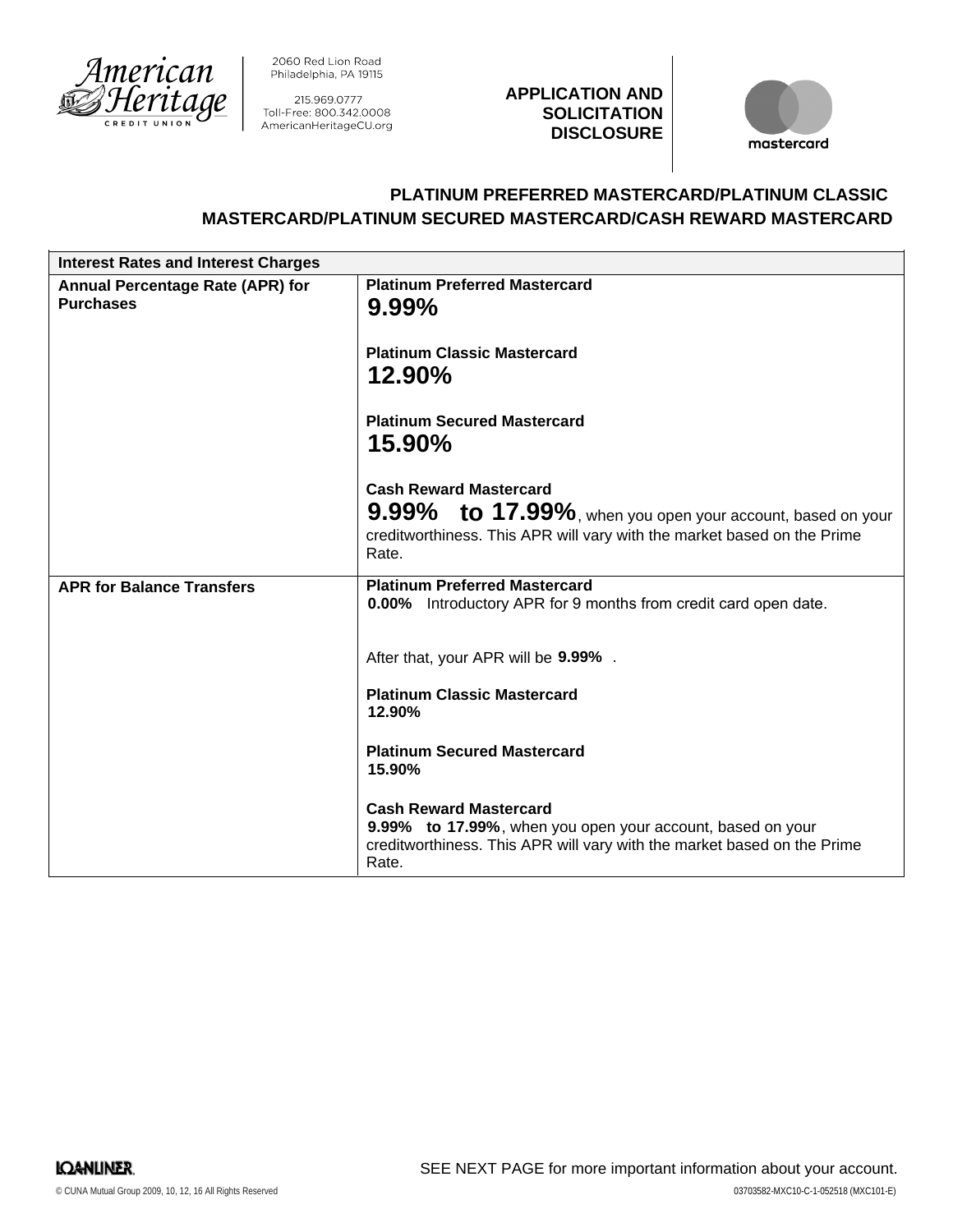American Heritage CREDIT UNION

2060 Red Lion Road
Philadelphia, PA 19115

215.969.0777
Toll-Free: 800.342.0008
AmericanHeritageCU.org

**APPLICATION AND SOLICITATION DISCLOSURE**

mastercard

## PLATINUM PREFERRED MASTERCARD/PLATINUM CLASSIC MASTERCARD/PLATINUM SECURED MASTERCARD/CASH REWARD MASTERCARD

| **Interest Rates and Interest Charges** | |
|---|---|
| **Annual Percentage Rate (APR) for Purchases** | **Platinum Preferred Mastercard**<br>**9.99%**<br><br>**Platinum Classic Mastercard**<br>**12.90%**<br><br>**Platinum Secured Mastercard**<br>**15.90%**<br><br>**Cash Reward Mastercard**<br>**9.99% to 17.99%**, when you open your account, based on your creditworthiness. This APR will vary with the market based on the Prime Rate. |
| **APR for Balance Transfers** | **Platinum Preferred Mastercard**<br>**0.00%** Introductory APR for 9 months from credit card open date.<br><br>After that, your APR will be **9.99%** .<br><br>**Platinum Classic Mastercard**<br>**12.90%**<br><br>**Platinum Secured Mastercard**<br>**15.90%**<br><br>**Cash Reward Mastercard**<br>**9.99% to 17.99%**, when you open your account, based on your creditworthiness. This APR will vary with the market based on the Prime Rate. |

SEE NEXT PAGE for more important information about your account.

LOANLINER

© CUNA Mutual Group 2009, 10, 12, 16 All Rights Reserved

03703582-MXC10-C-1-052518 (MXC101-E)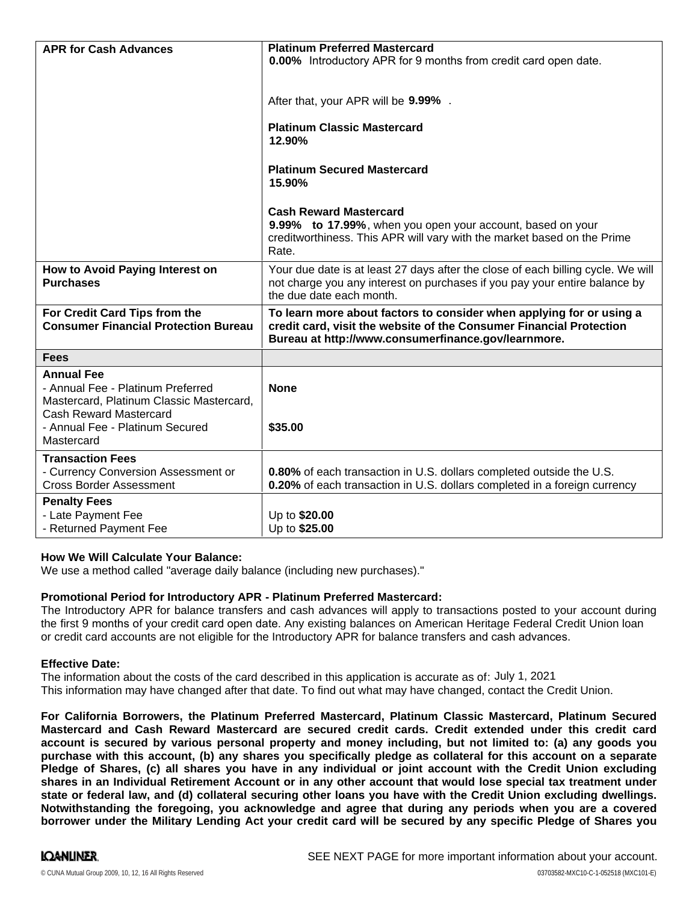| APR for Cash Advances | **Platinum Preferred Mastercard**<br>**0.00%** Introductory APR for 9 months from credit card open date.<br><br>After that, your APR will be **9.99%** .<br><br>**Platinum Classic Mastercard**<br>**12.90%**<br><br>**Platinum Secured Mastercard**<br>**15.90%**<br><br>**Cash Reward Mastercard**<br>**9.99% to 17.99%**, when you open your account, based on your creditworthiness. This APR will vary with the market based on the Prime Rate. |
|---|---|
| **How to Avoid Paying Interest on Purchases** | Your due date is at least 27 days after the close of each billing cycle. We will not charge you any interest on purchases if you pay your entire balance by the due date each month. |
| **For Credit Card Tips from the Consumer Financial Protection Bureau** | **To learn more about factors to consider when applying for or using a credit card, visit the website of the Consumer Financial Protection Bureau at http://www.consumerfinance.gov/learnmore.** |
| **Fees** | |
| **Annual Fee**<br>- Annual Fee - Platinum Preferred Mastercard, Platinum Classic Mastercard, Cash Reward Mastercard<br>- Annual Fee - Platinum Secured Mastercard | <br>**None**<br><br><br>**$35.00** |
| **Transaction Fees**<br>- Currency Conversion Assessment or Cross Border Assessment | <br>**0.80%** of each transaction in U.S. dollars completed outside the U.S.<br>**0.20%** of each transaction in U.S. dollars completed in a foreign currency |
| **Penalty Fees**<br>- Late Payment Fee<br>- Returned Payment Fee | <br>Up to **$20.00**<br>Up to **$25.00** |

**How We Will Calculate Your Balance:**
We use a method called "average daily balance (including new purchases)."

**Promotional Period for Introductory APR - Platinum Preferred Mastercard:**
The Introductory APR for balance transfers and cash advances will apply to transactions posted to your account during the first 9 months of your credit card open date. Any existing balances on American Heritage Federal Credit Union loan or credit card accounts are not eligible for the Introductory APR for balance transfers and cash advances.

**Effective Date:**
The information about the costs of the card described in this application is accurate as of: July 1, 2021
This information may have changed after that date. To find out what may have changed, contact the Credit Union.

**For California Borrowers, the Platinum Preferred Mastercard, Platinum Classic Mastercard, Platinum Secured Mastercard and Cash Reward Mastercard are secured credit cards. Credit extended under this credit card account is secured by various personal property and money including, but not limited to: (a) any goods you purchase with this account, (b) any shares you specifically pledge as collateral for this account on a separate Pledge of Shares, (c) all shares you have in any individual or joint account with the Credit Union excluding shares in an Individual Retirement Account or in any other account that would lose special tax treatment under state or federal law, and (d) collateral securing other loans you have with the Credit Union excluding dwellings. Notwithstanding the foregoing, you acknowledge and agree that during any periods when you are a covered borrower under the Military Lending Act your credit card will be secured by any specific Pledge of Shares you**

SEE NEXT PAGE for more important information about your account.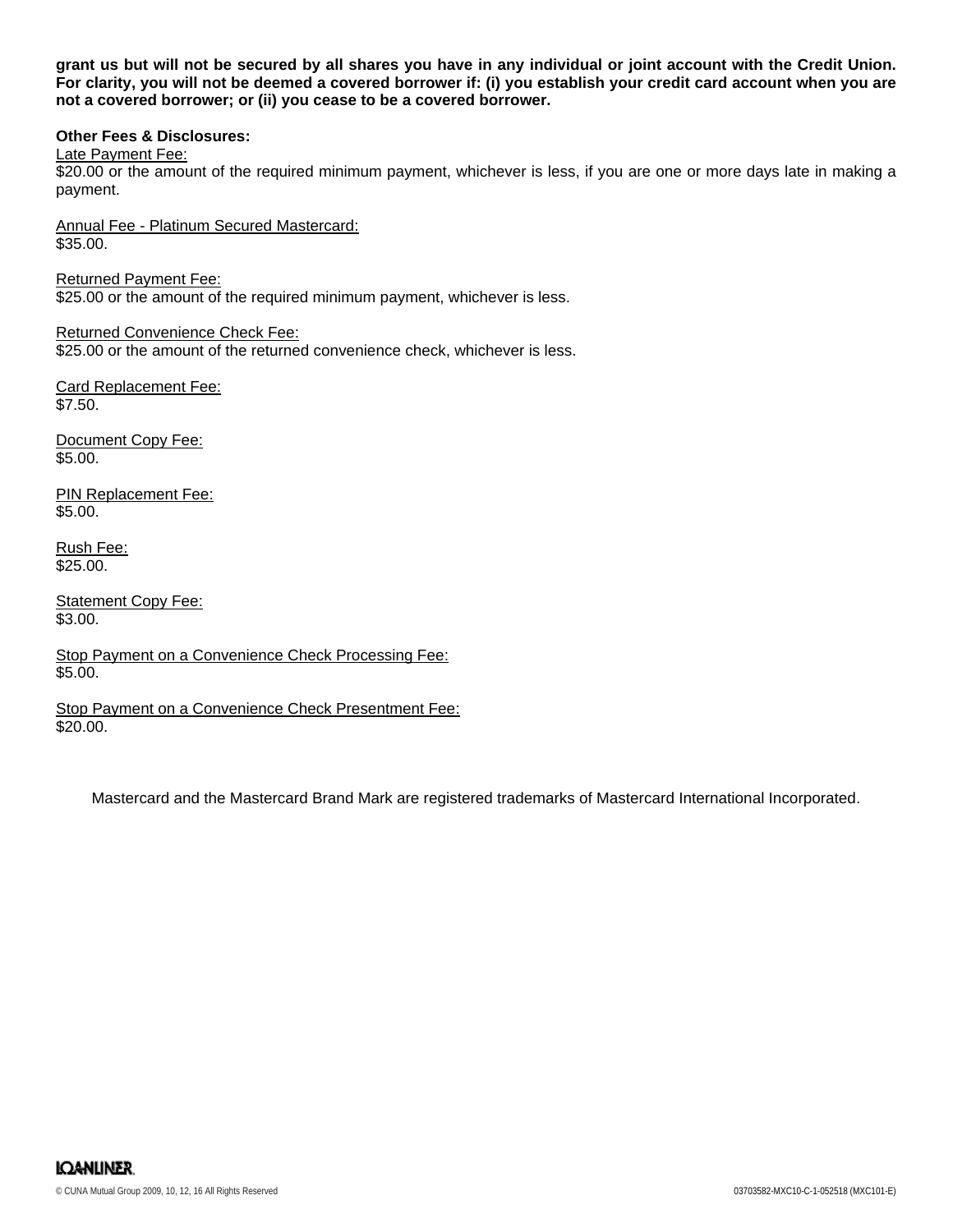**grant us but will not be secured by all shares you have in any individual or joint account with the Credit Union. For clarity, you will not be deemed a covered borrower if: (i) you establish your credit card account when you are not a covered borrower; or (ii) you cease to be a covered borrower.**

**Other Fees & Disclosures:**

Late Payment Fee:
$20.00 or the amount of the required minimum payment, whichever is less, if you are one or more days late in making a payment.

Annual Fee - Platinum Secured Mastercard:
$35.00.

Returned Payment Fee:
$25.00 or the amount of the required minimum payment, whichever is less.

Returned Convenience Check Fee:
$25.00 or the amount of the returned convenience check, whichever is less.

Card Replacement Fee:
$7.50.

Document Copy Fee:
$5.00.

PIN Replacement Fee:
$5.00.

Rush Fee:
$25.00.

Statement Copy Fee:
$3.00.

Stop Payment on a Convenience Check Processing Fee:
$5.00.

Stop Payment on a Convenience Check Presentment Fee:
$20.00.

Mastercard and the Mastercard Brand Mark are registered trademarks of Mastercard International Incorporated.

LOANLINER.

© CUNA Mutual Group 2009, 10, 12, 16 All Rights Reserved

03703582-MXC10-C-1-052518 (MXC101-E)